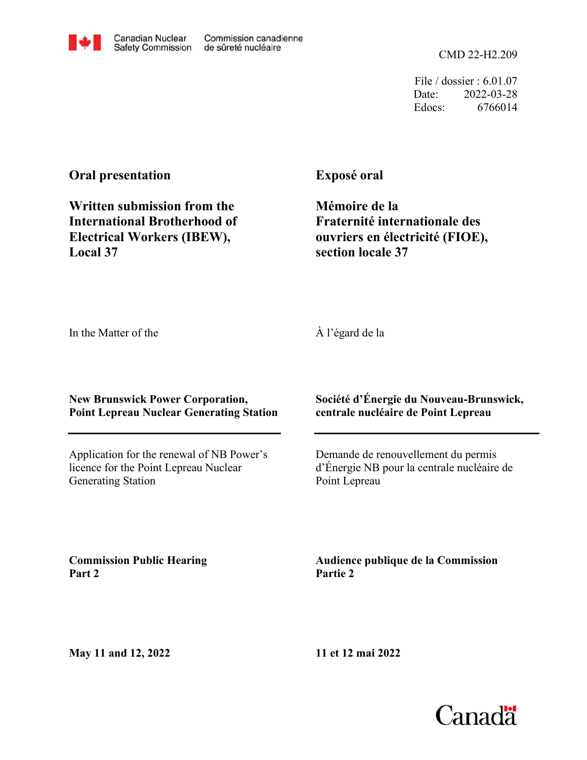Canadian Nuclear Safety Commission / Commission canadienne de sûreté nucléaire

CMD 22-H2.209

File / dossier : 6.01.07
Date: 2022-03-28
Edocs: 6766014

**Oral presentation**

**Written submission from the International Brotherhood of Electrical Workers (IBEW), Local 37**

**Exposé oral**

**Mémoire de la Fraternité internationale des ouvriers en électricité (FIOE), section locale 37**

In the Matter of the

À l'égard de la

**New Brunswick Power Corporation, Point Lepreau Nuclear Generating Station**

**Société d'Énergie du Nouveau-Brunswick, centrale nucléaire de Point Lepreau**

---

Application for the renewal of NB Power's licence for the Point Lepreau Nuclear Generating Station

Demande de renouvellement du permis d'Énergie NB pour la centrale nucléaire de Point Lepreau

**Commission Public Hearing Part 2**

**Audience publique de la Commission Partie 2**

**May 11 and 12, 2022**

**11 et 12 mai 2022**

Canada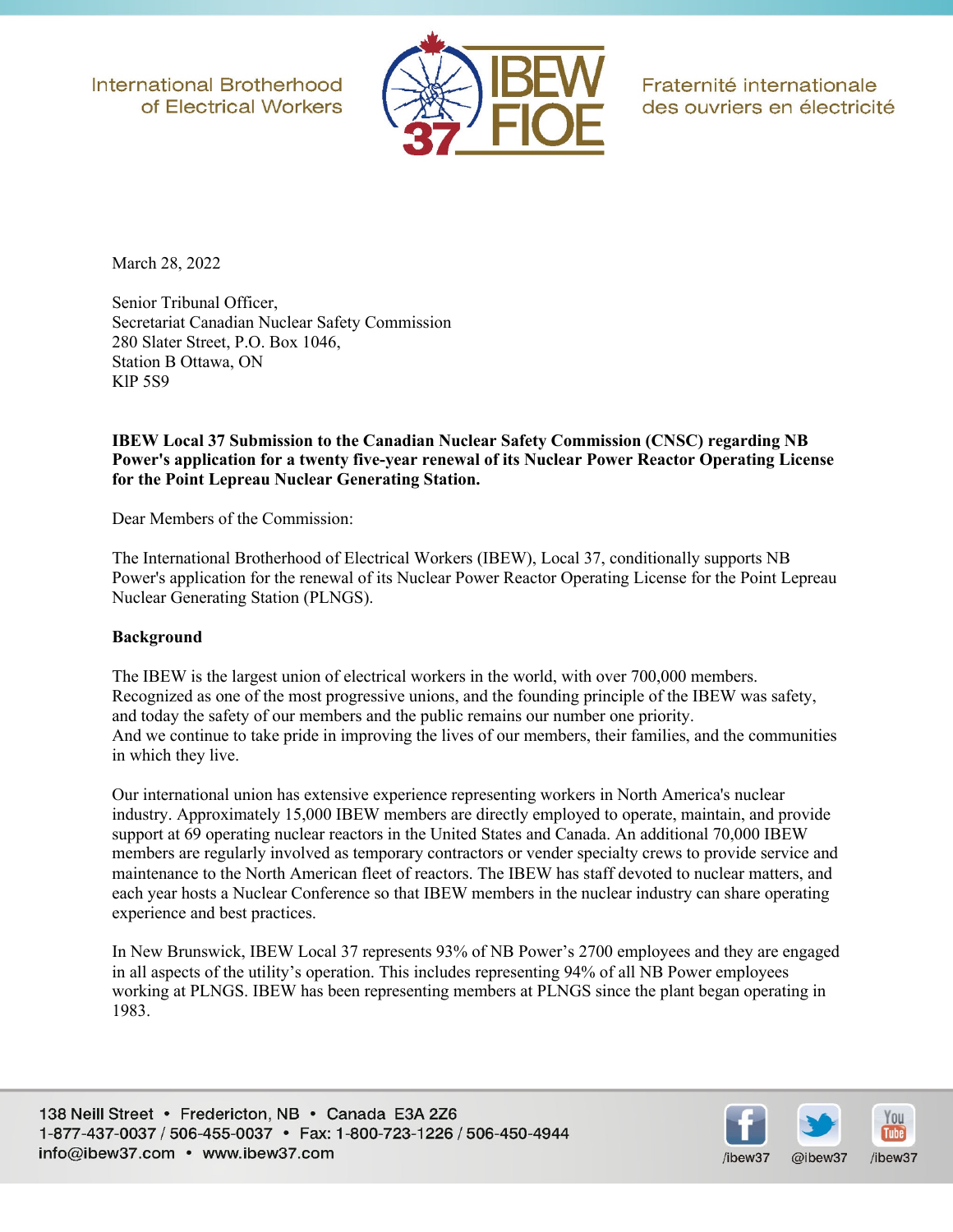March 28, 2022

Senior Tribunal Officer,
Secretariat Canadian Nuclear Safety Commission
280 Slater Street, P.O. Box 1046,
Station B Ottawa, ON
KlP 5S9

**IBEW Local 37 Submission to the Canadian Nuclear Safety Commission (CNSC) regarding NB Power's application for a twenty five-year renewal of its Nuclear Power Reactor Operating License for the Point Lepreau Nuclear Generating Station.**

Dear Members of the Commission:

The International Brotherhood of Electrical Workers (IBEW), Local 37, conditionally supports NB Power's application for the renewal of its Nuclear Power Reactor Operating License for the Point Lepreau Nuclear Generating Station (PLNGS).

**Background**

The IBEW is the largest union of electrical workers in the world, with over 700,000 members. Recognized as one of the most progressive unions, and the founding principle of the IBEW was safety, and today the safety of our members and the public remains our number one priority.
And we continue to take pride in improving the lives of our members, their families, and the communities in which they live.

Our international union has extensive experience representing workers in North America's nuclear industry. Approximately 15,000 IBEW members are directly employed to operate, maintain, and provide support at 69 operating nuclear reactors in the United States and Canada. An additional 70,000 IBEW members are regularly involved as temporary contractors or vender specialty crews to provide service and maintenance to the North American fleet of reactors. The IBEW has staff devoted to nuclear matters, and each year hosts a Nuclear Conference so that IBEW members in the nuclear industry can share operating experience and best practices.

In New Brunswick, IBEW Local 37 represents 93% of NB Power's 2700 employees and they are engaged in all aspects of the utility's operation. This includes representing 94% of all NB Power employees working at PLNGS. IBEW has been representing members at PLNGS since the plant began operating in 1983.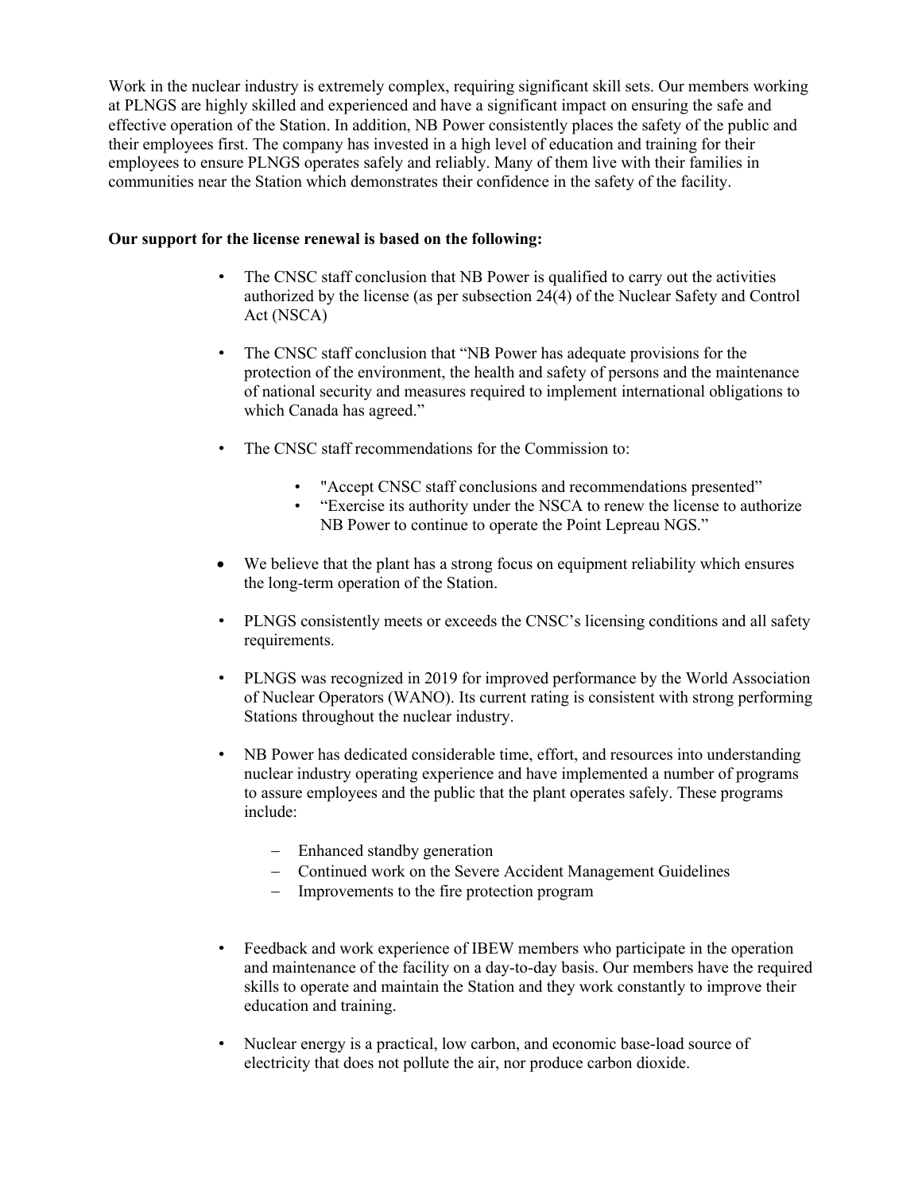Work in the nuclear industry is extremely complex, requiring significant skill sets. Our members working at PLNGS are highly skilled and experienced and have a significant impact on ensuring the safe and effective operation of the Station. In addition, NB Power consistently places the safety of the public and their employees first. The company has invested in a high level of education and training for their employees to ensure PLNGS operates safely and reliably. Many of them live with their families in communities near the Station which demonstrates their confidence in the safety of the facility.

**Our support for the license renewal is based on the following:**

- The CNSC staff conclusion that NB Power is qualified to carry out the activities authorized by the license (as per subsection 24(4) of the Nuclear Safety and Control Act (NSCA)
- The CNSC staff conclusion that "NB Power has adequate provisions for the protection of the environment, the health and safety of persons and the maintenance of national security and measures required to implement international obligations to which Canada has agreed."
- The CNSC staff recommendations for the Commission to:
  - "Accept CNSC staff conclusions and recommendations presented"
  - "Exercise its authority under the NSCA to renew the license to authorize NB Power to continue to operate the Point Lepreau NGS."
- We believe that the plant has a strong focus on equipment reliability which ensures the long-term operation of the Station.
- PLNGS consistently meets or exceeds the CNSC's licensing conditions and all safety requirements.
- PLNGS was recognized in 2019 for improved performance by the World Association of Nuclear Operators (WANO). Its current rating is consistent with strong performing Stations throughout the nuclear industry.
- NB Power has dedicated considerable time, effort, and resources into understanding nuclear industry operating experience and have implemented a number of programs to assure employees and the public that the plant operates safely. These programs include:
  - Enhanced standby generation
  - Continued work on the Severe Accident Management Guidelines
  - Improvements to the fire protection program
- Feedback and work experience of IBEW members who participate in the operation and maintenance of the facility on a day-to-day basis. Our members have the required skills to operate and maintain the Station and they work constantly to improve their education and training.
- Nuclear energy is a practical, low carbon, and economic base-load source of electricity that does not pollute the air, nor produce carbon dioxide.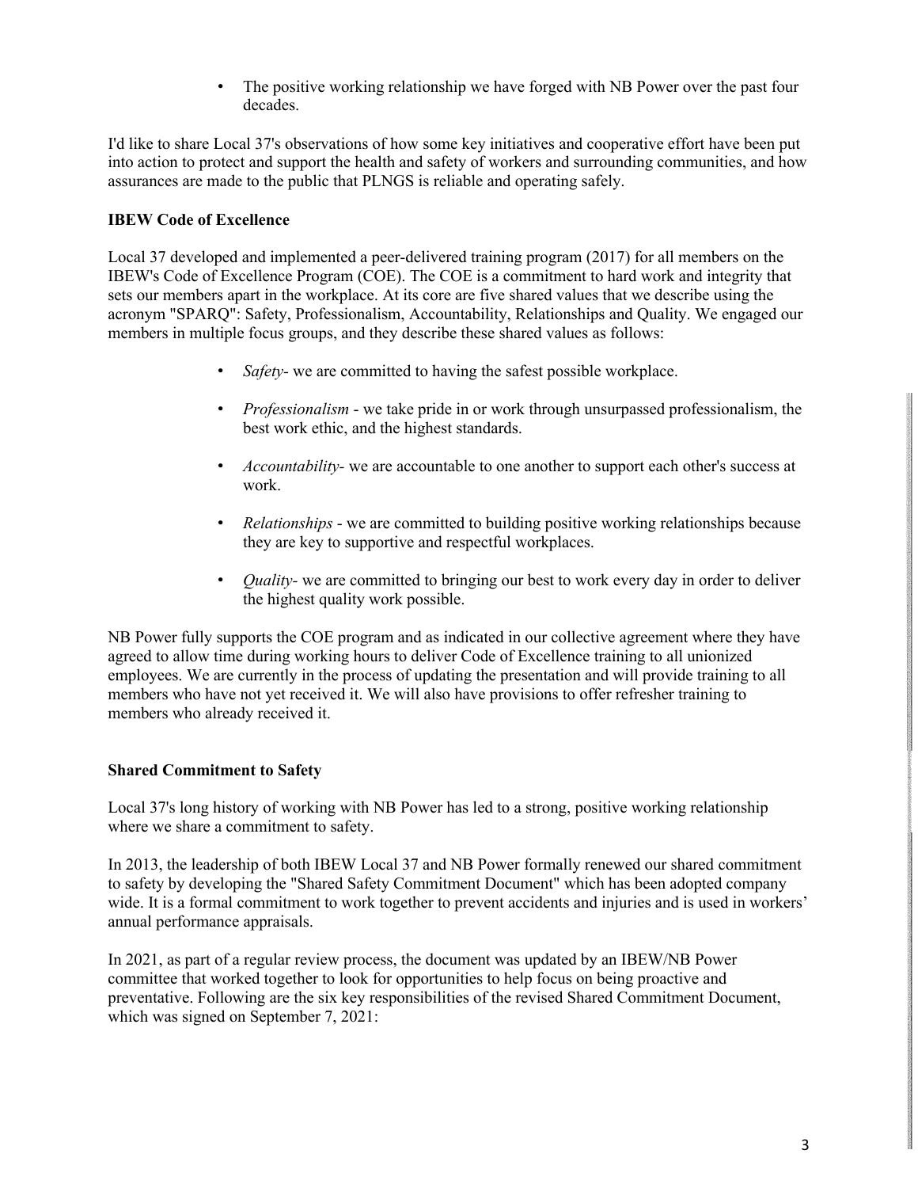- The positive working relationship we have forged with NB Power over the past four decades.

I'd like to share Local 37's observations of how some key initiatives and cooperative effort have been put into action to protect and support the health and safety of workers and surrounding communities, and how assurances are made to the public that PLNGS is reliable and operating safely.

**IBEW Code of Excellence**

Local 37 developed and implemented a peer-delivered training program (2017) for all members on the IBEW's Code of Excellence Program (COE). The COE is a commitment to hard work and integrity that sets our members apart in the workplace. At its core are five shared values that we describe using the acronym "SPARQ": Safety, Professionalism, Accountability, Relationships and Quality. We engaged our members in multiple focus groups, and they describe these shared values as follows:

- *Safety*- we are committed to having the safest possible workplace.
- *Professionalism* - we take pride in or work through unsurpassed professionalism, the best work ethic, and the highest standards.
- *Accountability*- we are accountable to one another to support each other's success at work.
- *Relationships* - we are committed to building positive working relationships because they are key to supportive and respectful workplaces.
- *Quality*- we are committed to bringing our best to work every day in order to deliver the highest quality work possible.

NB Power fully supports the COE program and as indicated in our collective agreement where they have agreed to allow time during working hours to deliver Code of Excellence training to all unionized employees. We are currently in the process of updating the presentation and will provide training to all members who have not yet received it. We will also have provisions to offer refresher training to members who already received it.

**Shared Commitment to Safety**

Local 37's long history of working with NB Power has led to a strong, positive working relationship where we share a commitment to safety.

In 2013, the leadership of both IBEW Local 37 and NB Power formally renewed our shared commitment to safety by developing the "Shared Safety Commitment Document" which has been adopted company wide. It is a formal commitment to work together to prevent accidents and injuries and is used in workers' annual performance appraisals.

In 2021, as part of a regular review process, the document was updated by an IBEW/NB Power committee that worked together to look for opportunities to help focus on being proactive and preventative. Following are the six key responsibilities of the revised Shared Commitment Document, which was signed on September 7, 2021: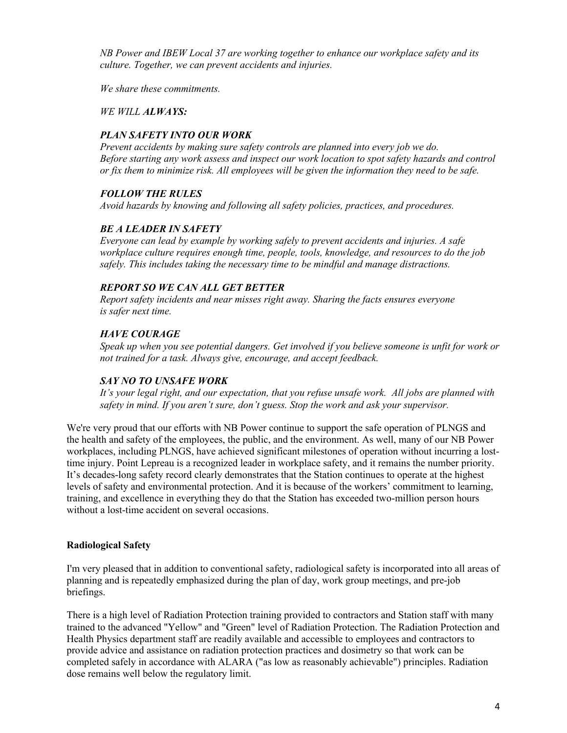*NB Power and IBEW Local 37 are working together to enhance our workplace safety and its culture. Together, we can prevent accidents and injuries.*

*We share these commitments.*

*WE WILL **ALWAYS:***

***PLAN SAFETY INTO OUR WORK***
*Prevent accidents by making sure safety controls are planned into every job we do. Before starting any work assess and inspect our work location to spot safety hazards and control or fix them to minimize risk. All employees will be given the information they need to be safe.*

***FOLLOW THE RULES***
*Avoid hazards by knowing and following all safety policies, practices, and procedures.*

***BE A LEADER IN SAFETY***
*Everyone can lead by example by working safely to prevent accidents and injuries. A safe workplace culture requires enough time, people, tools, knowledge, and resources to do the job safely. This includes taking the necessary time to be mindful and manage distractions.*

***REPORT SO WE CAN ALL GET BETTER***
*Report safety incidents and near misses right away. Sharing the facts ensures everyone is safer next time.*

***HAVE COURAGE***
*Speak up when you see potential dangers. Get involved if you believe someone is unfit for work or not trained for a task. Always give, encourage, and accept feedback.*

***SAY NO TO UNSAFE WORK***
*It's your legal right, and our expectation, that you refuse unsafe work. All jobs are planned with safety in mind. If you aren't sure, don't guess. Stop the work and ask your supervisor.*

We're very proud that our efforts with NB Power continue to support the safe operation of PLNGS and the health and safety of the employees, the public, and the environment. As well, many of our NB Power workplaces, including PLNGS, have achieved significant milestones of operation without incurring a lost-time injury. Point Lepreau is a recognized leader in workplace safety, and it remains the number priority. It's decades-long safety record clearly demonstrates that the Station continues to operate at the highest levels of safety and environmental protection. And it is because of the workers' commitment to learning, training, and excellence in everything they do that the Station has exceeded two-million person hours without a lost-time accident on several occasions.

**Radiological Safety**

I'm very pleased that in addition to conventional safety, radiological safety is incorporated into all areas of planning and is repeatedly emphasized during the plan of day, work group meetings, and pre-job briefings.

There is a high level of Radiation Protection training provided to contractors and Station staff with many trained to the advanced "Yellow" and "Green" level of Radiation Protection. The Radiation Protection and Health Physics department staff are readily available and accessible to employees and contractors to provide advice and assistance on radiation protection practices and dosimetry so that work can be completed safely in accordance with ALARA ("as low as reasonably achievable") principles. Radiation dose remains well below the regulatory limit.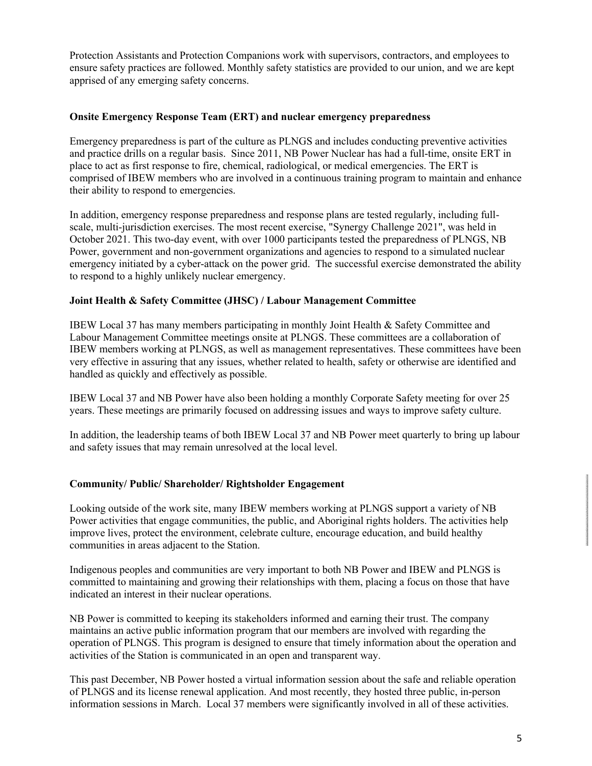Protection Assistants and Protection Companions work with supervisors, contractors, and employees to ensure safety practices are followed. Monthly safety statistics are provided to our union, and we are kept apprised of any emerging safety concerns.

**Onsite Emergency Response Team (ERT) and nuclear emergency preparedness**

Emergency preparedness is part of the culture as PLNGS and includes conducting preventive activities and practice drills on a regular basis. Since 2011, NB Power Nuclear has had a full-time, onsite ERT in place to act as first response to fire, chemical, radiological, or medical emergencies. The ERT is comprised of IBEW members who are involved in a continuous training program to maintain and enhance their ability to respond to emergencies.

In addition, emergency response preparedness and response plans are tested regularly, including full-scale, multi-jurisdiction exercises. The most recent exercise, "Synergy Challenge 2021", was held in October 2021. This two-day event, with over 1000 participants tested the preparedness of PLNGS, NB Power, government and non-government organizations and agencies to respond to a simulated nuclear emergency initiated by a cyber-attack on the power grid. The successful exercise demonstrated the ability to respond to a highly unlikely nuclear emergency.

**Joint Health & Safety Committee (JHSC) / Labour Management Committee**

IBEW Local 37 has many members participating in monthly Joint Health & Safety Committee and Labour Management Committee meetings onsite at PLNGS. These committees are a collaboration of IBEW members working at PLNGS, as well as management representatives. These committees have been very effective in assuring that any issues, whether related to health, safety or otherwise are identified and handled as quickly and effectively as possible.

IBEW Local 37 and NB Power have also been holding a monthly Corporate Safety meeting for over 25 years. These meetings are primarily focused on addressing issues and ways to improve safety culture.

In addition, the leadership teams of both IBEW Local 37 and NB Power meet quarterly to bring up labour and safety issues that may remain unresolved at the local level.

**Community/ Public/ Shareholder/ Rightsholder Engagement**

Looking outside of the work site, many IBEW members working at PLNGS support a variety of NB Power activities that engage communities, the public, and Aboriginal rights holders. The activities help improve lives, protect the environment, celebrate culture, encourage education, and build healthy communities in areas adjacent to the Station.

Indigenous peoples and communities are very important to both NB Power and IBEW and PLNGS is committed to maintaining and growing their relationships with them, placing a focus on those that have indicated an interest in their nuclear operations.

NB Power is committed to keeping its stakeholders informed and earning their trust. The company maintains an active public information program that our members are involved with regarding the operation of PLNGS. This program is designed to ensure that timely information about the operation and activities of the Station is communicated in an open and transparent way.

This past December, NB Power hosted a virtual information session about the safe and reliable operation of PLNGS and its license renewal application. And most recently, they hosted three public, in-person information sessions in March. Local 37 members were significantly involved in all of these activities.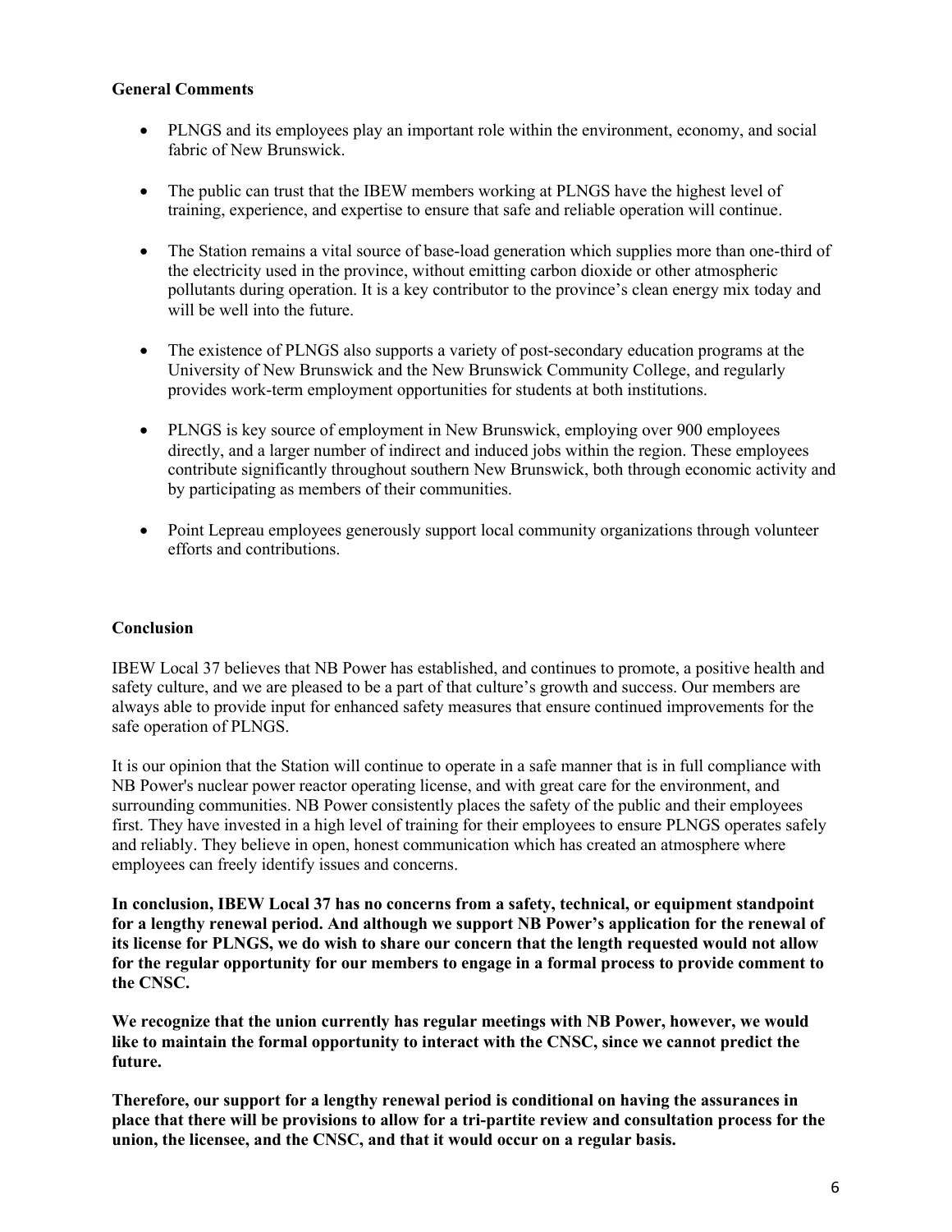### General Comments

- PLNGS and its employees play an important role within the environment, economy, and social fabric of New Brunswick.

- The public can trust that the IBEW members working at PLNGS have the highest level of training, experience, and expertise to ensure that safe and reliable operation will continue.

- The Station remains a vital source of base-load generation which supplies more than one-third of the electricity used in the province, without emitting carbon dioxide or other atmospheric pollutants during operation. It is a key contributor to the province's clean energy mix today and will be well into the future.

- The existence of PLNGS also supports a variety of post-secondary education programs at the University of New Brunswick and the New Brunswick Community College, and regularly provides work-term employment opportunities for students at both institutions.

- PLNGS is key source of employment in New Brunswick, employing over 900 employees directly, and a larger number of indirect and induced jobs within the region. These employees contribute significantly throughout southern New Brunswick, both through economic activity and by participating as members of their communities.

- Point Lepreau employees generously support local community organizations through volunteer efforts and contributions.

### Conclusion

IBEW Local 37 believes that NB Power has established, and continues to promote, a positive health and safety culture, and we are pleased to be a part of that culture's growth and success. Our members are always able to provide input for enhanced safety measures that ensure continued improvements for the safe operation of PLNGS.

It is our opinion that the Station will continue to operate in a safe manner that is in full compliance with NB Power's nuclear power reactor operating license, and with great care for the environment, and surrounding communities. NB Power consistently places the safety of the public and their employees first. They have invested in a high level of training for their employees to ensure PLNGS operates safely and reliably. They believe in open, honest communication which has created an atmosphere where employees can freely identify issues and concerns.

**In conclusion, IBEW Local 37 has no concerns from a safety, technical, or equipment standpoint for a lengthy renewal period. And although we support NB Power's application for the renewal of its license for PLNGS, we do wish to share our concern that the length requested would not allow for the regular opportunity for our members to engage in a formal process to provide comment to the CNSC.**

**We recognize that the union currently has regular meetings with NB Power, however, we would like to maintain the formal opportunity to interact with the CNSC, since we cannot predict the future.**

**Therefore, our support for a lengthy renewal period is conditional on having the assurances in place that there will be provisions to allow for a tri-partite review and consultation process for the union, the licensee, and the CNSC, and that it would occur on a regular basis.**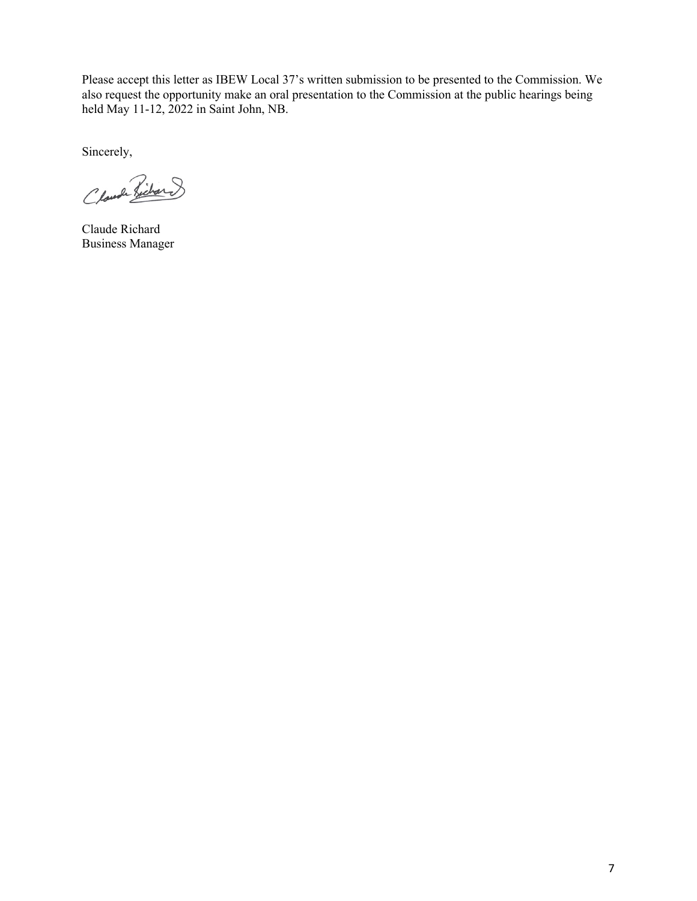Please accept this letter as IBEW Local 37's written submission to be presented to the Commission. We also request the opportunity make an oral presentation to the Commission at the public hearings being held May 11-12, 2022 in Saint John, NB.

Sincerely,

Claude Richard
Business Manager